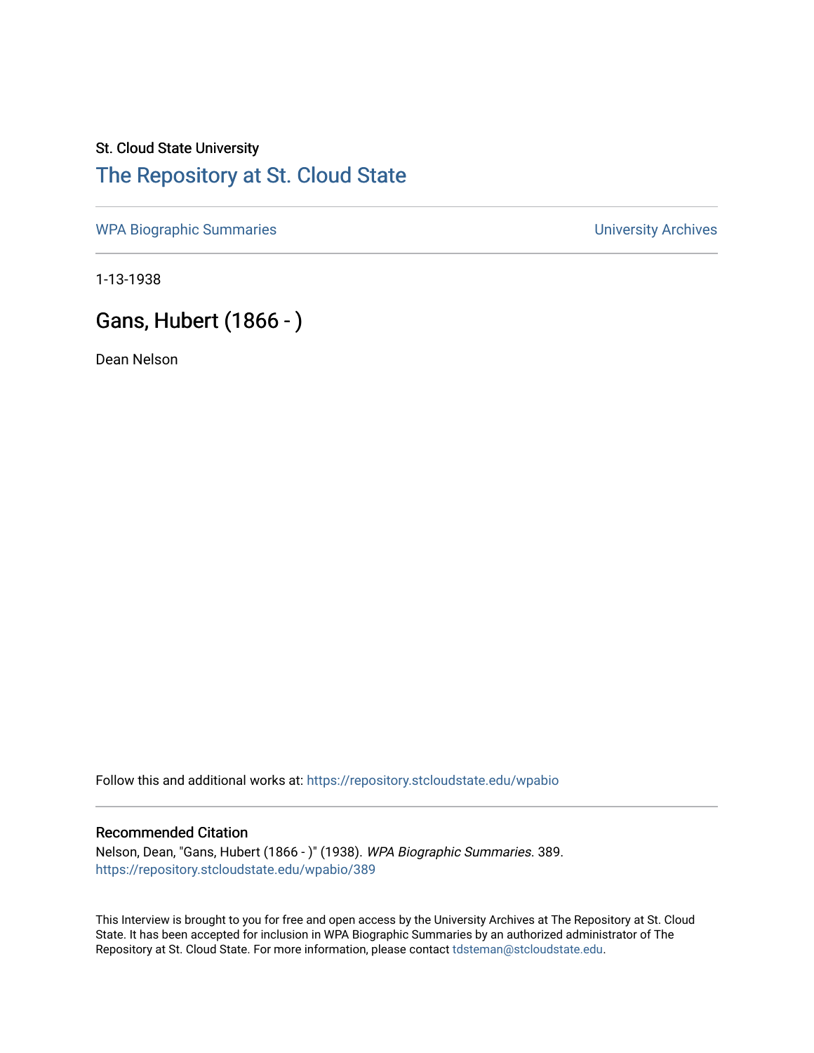St. Cloud State University

# The Repository at St. Cloud State

WPA Biographic Summaries

University Archives

1-13-1938

## Gans, Hubert (1866 - )

Dean Nelson

Follow this and additional works at: https://repository.stcloudstate.edu/wpabio

### Recommended Citation

Nelson, Dean, "Gans, Hubert (1866 - )" (1938). *WPA Biographic Summaries*. 389.
https://repository.stcloudstate.edu/wpabio/389

This Interview is brought to you for free and open access by the University Archives at The Repository at St. Cloud State. It has been accepted for inclusion in WPA Biographic Summaries by an authorized administrator of The Repository at St. Cloud State. For more information, please contact tdsteman@stcloudstate.edu.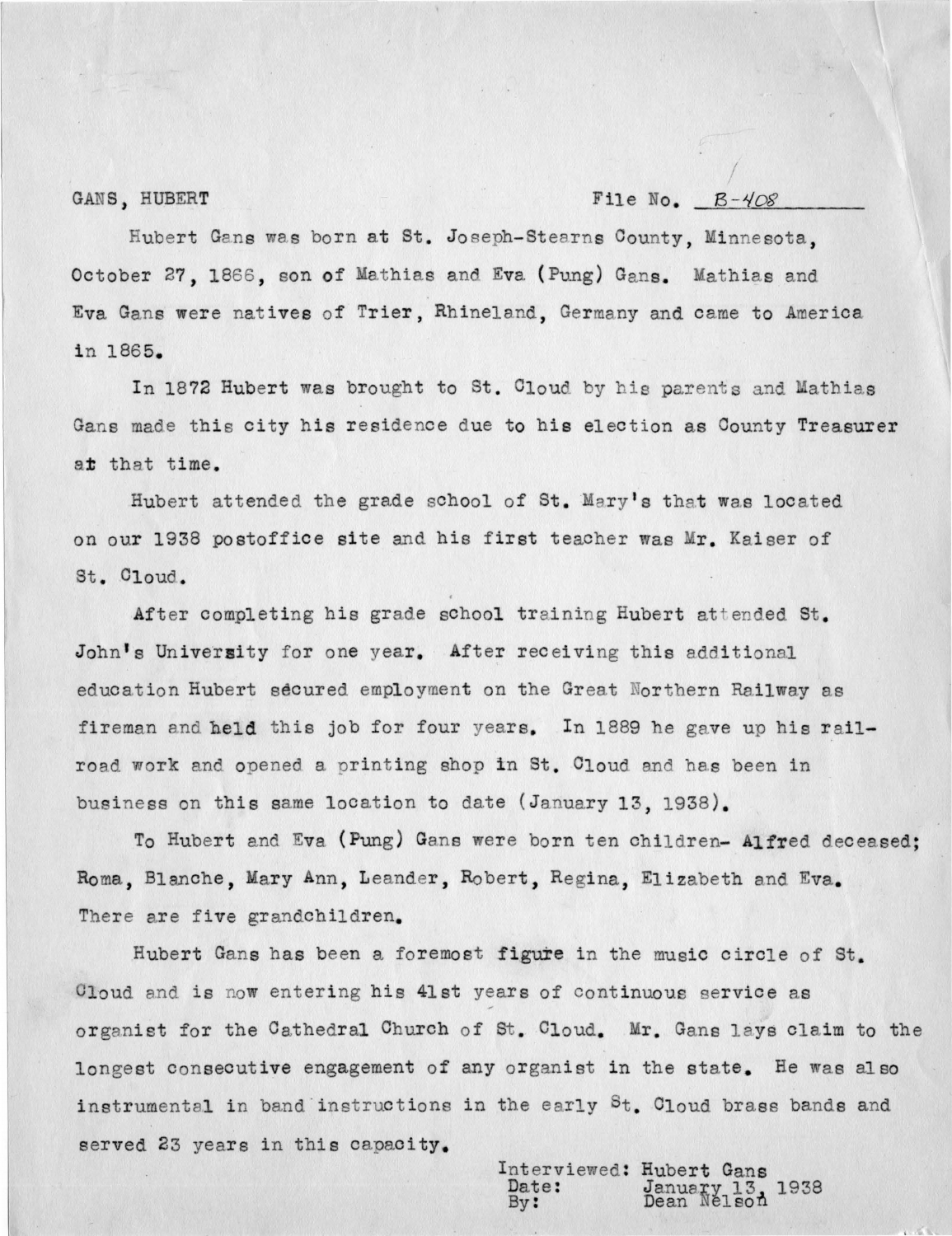GANS, HUBERT

File No. B-408

Hubert Gans was born at St. Joseph-Stearns County, Minnesota, October 27, 1866, son of Mathias and Eva (Pung) Gans. Mathias and Eva Gans were natives of Trier, Rhineland, Germany and came to America in 1865.

In 1872 Hubert was brought to St. Cloud by his parents and Mathias Gans made this city his residence due to his election as County Treasurer at that time.

Hubert attended the grade school of St. Mary's that was located on our 1938 postoffice site and his first teacher was Mr. Kaiser of St. Cloud.

After completing his grade school training Hubert attended St. John's University for one year. After receiving this additional education Hubert secured employment on the Great Northern Railway as fireman and held this job for four years. In 1889 he gave up his railroad work and opened a printing shop in St. Cloud and has been in business on this same location to date (January 13, 1938).

To Hubert and Eva (Pung) Gans were born ten children- Alfred deceased; Roma, Blanche, Mary Ann, Leander, Robert, Regina, Elizabeth and Eva. There are five grandchildren.

Hubert Gans has been a foremost figure in the music circle of St. Cloud and is now entering his 41st years of continuous service as organist for the Cathedral Church of St. Cloud. Mr. Gans lays claim to the longest consecutive engagement of any organist in the state. He was also instrumental in band instructions in the early St. Cloud brass bands and served 23 years in this capacity.

Interviewed: Hubert Gans
Date: January 13, 1938
By: Dean Nelson